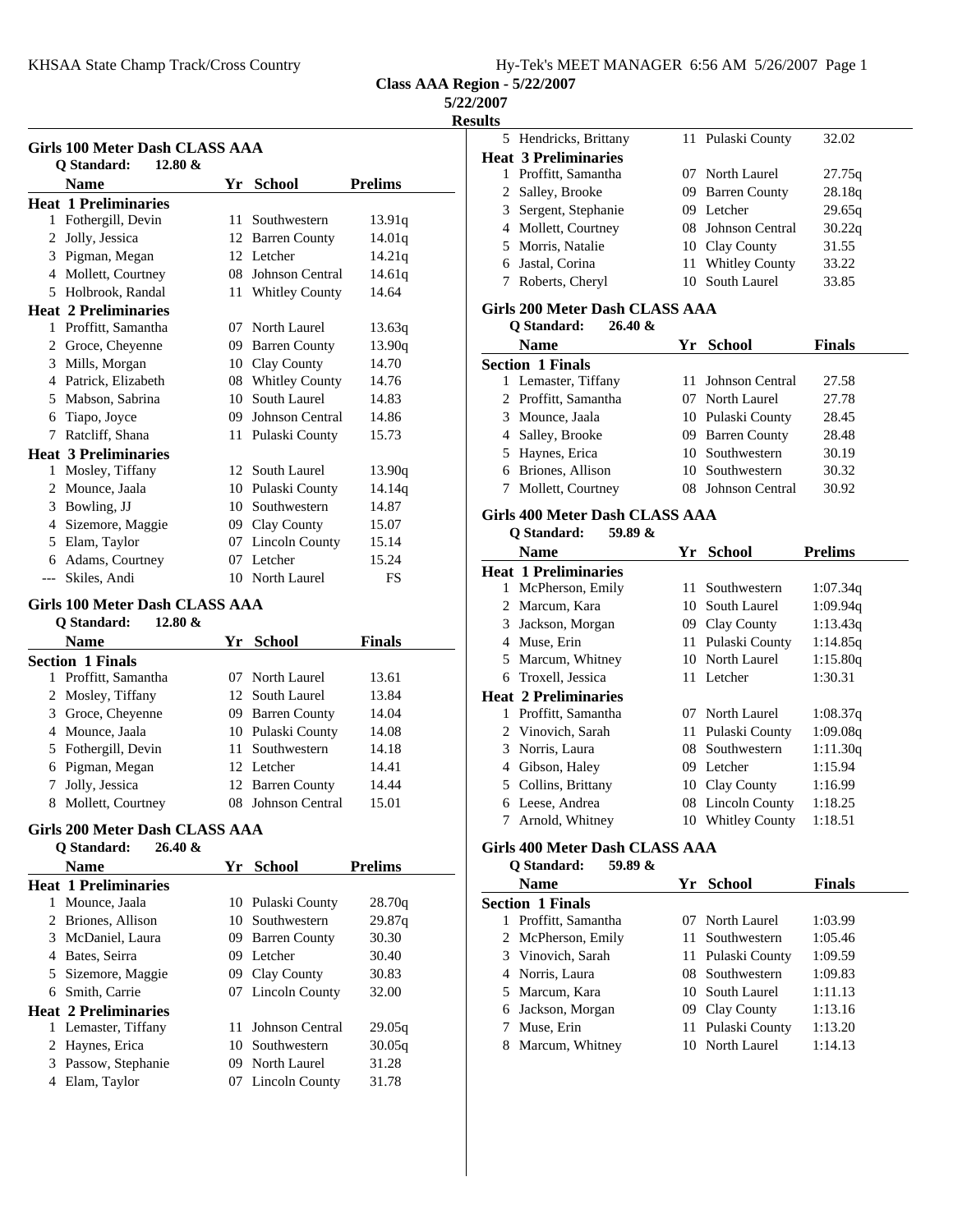Class AAA Region - 5/22/2007

5/22/2007

Results

### Girls 100 Meter Dash CLASS AAA

Q Standard: 12.80 &

| | Name | Yr | School | Prelims |
|---|---|---|---|---|
| **Heat 1 Preliminaries** | | | | |
| 1 | Fothergill, Devin | 11 | Southwestern | 13.91q |
| 2 | Jolly, Jessica | 12 | Barren County | 14.01q |
| 3 | Pigman, Megan | 12 | Letcher | 14.21q |
| 4 | Mollett, Courtney | 08 | Johnson Central | 14.61q |
| 5 | Holbrook, Randal | 11 | Whitley County | 14.64 |
| **Heat 2 Preliminaries** | | | | |
| 1 | Proffitt, Samantha | 07 | North Laurel | 13.63q |
| 2 | Groce, Cheyenne | 09 | Barren County | 13.90q |
| 3 | Mills, Morgan | 10 | Clay County | 14.70 |
| 4 | Patrick, Elizabeth | 08 | Whitley County | 14.76 |
| 5 | Mabson, Sabrina | 10 | South Laurel | 14.83 |
| 6 | Tiapo, Joyce | 09 | Johnson Central | 14.86 |
| 7 | Ratcliff, Shana | 11 | Pulaski County | 15.73 |
| **Heat 3 Preliminaries** | | | | |
| 1 | Mosley, Tiffany | 12 | South Laurel | 13.90q |
| 2 | Mounce, Jaala | 10 | Pulaski County | 14.14q |
| 3 | Bowling, JJ | 10 | Southwestern | 14.87 |
| 4 | Sizemore, Maggie | 09 | Clay County | 15.07 |
| 5 | Elam, Taylor | 07 | Lincoln County | 15.14 |
| 6 | Adams, Courtney | 07 | Letcher | 15.24 |
| --- | Skiles, Andi | 10 | North Laurel | FS |

### Girls 100 Meter Dash CLASS AAA

Q Standard: 12.80 &

| | Name | Yr | School | Finals |
|---|---|---|---|---|
| **Section 1 Finals** | | | | |
| 1 | Proffitt, Samantha | 07 | North Laurel | 13.61 |
| 2 | Mosley, Tiffany | 12 | South Laurel | 13.84 |
| 3 | Groce, Cheyenne | 09 | Barren County | 14.04 |
| 4 | Mounce, Jaala | 10 | Pulaski County | 14.08 |
| 5 | Fothergill, Devin | 11 | Southwestern | 14.18 |
| 6 | Pigman, Megan | 12 | Letcher | 14.41 |
| 7 | Jolly, Jessica | 12 | Barren County | 14.44 |
| 8 | Mollett, Courtney | 08 | Johnson Central | 15.01 |

### Girls 200 Meter Dash CLASS AAA

Q Standard: 26.40 &

| | Name | Yr | School | Prelims |
|---|---|---|---|---|
| **Heat 1 Preliminaries** | | | | |
| 1 | Mounce, Jaala | 10 | Pulaski County | 28.70q |
| 2 | Briones, Allison | 10 | Southwestern | 29.87q |
| 3 | McDaniel, Laura | 09 | Barren County | 30.30 |
| 4 | Bates, Seirra | 09 | Letcher | 30.40 |
| 5 | Sizemore, Maggie | 09 | Clay County | 30.83 |
| 6 | Smith, Carrie | 07 | Lincoln County | 32.00 |
| **Heat 2 Preliminaries** | | | | |
| 1 | Lemaster, Tiffany | 11 | Johnson Central | 29.05q |
| 2 | Haynes, Erica | 10 | Southwestern | 30.05q |
| 3 | Passow, Stephanie | 09 | North Laurel | 31.28 |
| 4 | Elam, Taylor | 07 | Lincoln County | 31.78 |
| 5 | Hendricks, Brittany | 11 | Pulaski County | 32.02 |
| **Heat 3 Preliminaries** | | | | |
| 1 | Proffitt, Samantha | 07 | North Laurel | 27.75q |
| 2 | Salley, Brooke | 09 | Barren County | 28.18q |
| 3 | Sergent, Stephanie | 09 | Letcher | 29.65q |
| 4 | Mollett, Courtney | 08 | Johnson Central | 30.22q |
| 5 | Morris, Natalie | 10 | Clay County | 31.55 |
| 6 | Jastal, Corina | 11 | Whitley County | 33.22 |
| 7 | Roberts, Cheryl | 10 | South Laurel | 33.85 |

### Girls 200 Meter Dash CLASS AAA

Q Standard: 26.40 &

| | Name | Yr | School | Finals |
|---|---|---|---|---|
| **Section 1 Finals** | | | | |
| 1 | Lemaster, Tiffany | 11 | Johnson Central | 27.58 |
| 2 | Proffitt, Samantha | 07 | North Laurel | 27.78 |
| 3 | Mounce, Jaala | 10 | Pulaski County | 28.45 |
| 4 | Salley, Brooke | 09 | Barren County | 28.48 |
| 5 | Haynes, Erica | 10 | Southwestern | 30.19 |
| 6 | Briones, Allison | 10 | Southwestern | 30.32 |
| 7 | Mollett, Courtney | 08 | Johnson Central | 30.92 |

### Girls 400 Meter Dash CLASS AAA

Q Standard: 59.89 &

| | Name | Yr | School | Prelims |
|---|---|---|---|---|
| **Heat 1 Preliminaries** | | | | |
| 1 | McPherson, Emily | 11 | Southwestern | 1:07.34q |
| 2 | Marcum, Kara | 10 | South Laurel | 1:09.94q |
| 3 | Jackson, Morgan | 09 | Clay County | 1:13.43q |
| 4 | Muse, Erin | 11 | Pulaski County | 1:14.85q |
| 5 | Marcum, Whitney | 10 | North Laurel | 1:15.80q |
| 6 | Troxell, Jessica | 11 | Letcher | 1:30.31 |
| **Heat 2 Preliminaries** | | | | |
| 1 | Proffitt, Samantha | 07 | North Laurel | 1:08.37q |
| 2 | Vinovich, Sarah | 11 | Pulaski County | 1:09.08q |
| 3 | Norris, Laura | 08 | Southwestern | 1:11.30q |
| 4 | Gibson, Haley | 09 | Letcher | 1:15.94 |
| 5 | Collins, Brittany | 10 | Clay County | 1:16.99 |
| 6 | Leese, Andrea | 08 | Lincoln County | 1:18.25 |
| 7 | Arnold, Whitney | 10 | Whitley County | 1:18.51 |

### Girls 400 Meter Dash CLASS AAA

Q Standard: 59.89 &

| | Name | Yr | School | Finals |
|---|---|---|---|---|
| **Section 1 Finals** | | | | |
| 1 | Proffitt, Samantha | 07 | North Laurel | 1:03.99 |
| 2 | McPherson, Emily | 11 | Southwestern | 1:05.46 |
| 3 | Vinovich, Sarah | 11 | Pulaski County | 1:09.59 |
| 4 | Norris, Laura | 08 | Southwestern | 1:09.83 |
| 5 | Marcum, Kara | 10 | South Laurel | 1:11.13 |
| 6 | Jackson, Morgan | 09 | Clay County | 1:13.16 |
| 7 | Muse, Erin | 11 | Pulaski County | 1:13.20 |
| 8 | Marcum, Whitney | 10 | North Laurel | 1:14.13 |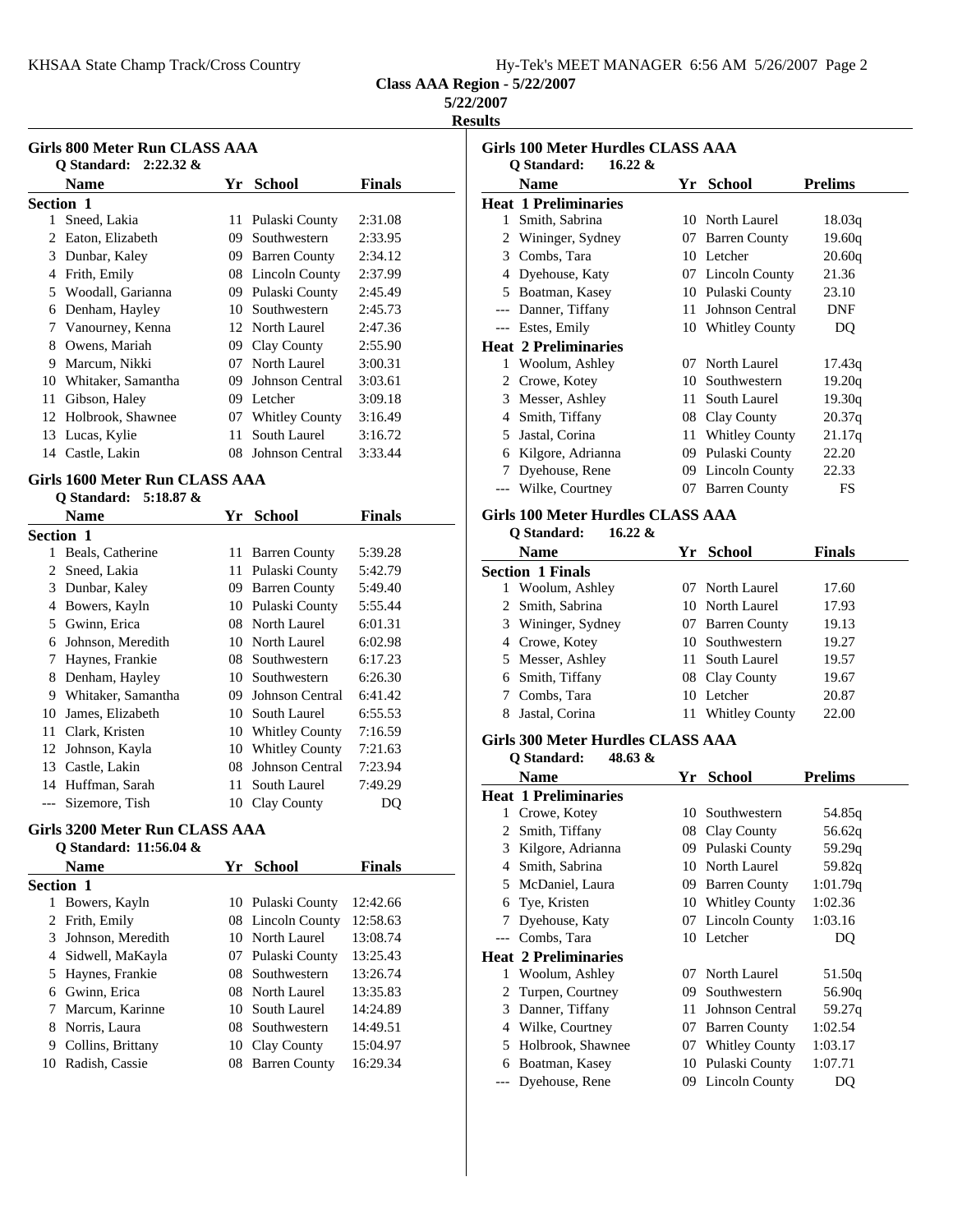**Class AAA Region - 5/22/2007**

**5/22/2007**

**Results**

### Girls 800 Meter Run CLASS AAA

Q Standard: 2:22.32 &

| | Name | Yr | School | Finals |
|---|---|---|---|---|
| **Section 1** | | | | |
| 1 | Sneed, Lakia | 11 | Pulaski County | 2:31.08 |
| 2 | Eaton, Elizabeth | 09 | Southwestern | 2:33.95 |
| 3 | Dunbar, Kaley | 09 | Barren County | 2:34.12 |
| 4 | Frith, Emily | 08 | Lincoln County | 2:37.99 |
| 5 | Woodall, Garianna | 09 | Pulaski County | 2:45.49 |
| 6 | Denham, Hayley | 10 | Southwestern | 2:45.73 |
| 7 | Vanourney, Kenna | 12 | North Laurel | 2:47.36 |
| 8 | Owens, Mariah | 09 | Clay County | 2:55.90 |
| 9 | Marcum, Nikki | 07 | North Laurel | 3:00.31 |
| 10 | Whitaker, Samantha | 09 | Johnson Central | 3:03.61 |
| 11 | Gibson, Haley | 09 | Letcher | 3:09.18 |
| 12 | Holbrook, Shawnee | 07 | Whitley County | 3:16.49 |
| 13 | Lucas, Kylie | 11 | South Laurel | 3:16.72 |
| 14 | Castle, Lakin | 08 | Johnson Central | 3:33.44 |

### Girls 1600 Meter Run CLASS AAA

Q Standard: 5:18.87 &

| | Name | Yr | School | Finals |
|---|---|---|---|---|
| **Section 1** | | | | |
| 1 | Beals, Catherine | 11 | Barren County | 5:39.28 |
| 2 | Sneed, Lakia | 11 | Pulaski County | 5:42.79 |
| 3 | Dunbar, Kaley | 09 | Barren County | 5:49.40 |
| 4 | Bowers, Kayln | 10 | Pulaski County | 5:55.44 |
| 5 | Gwinn, Erica | 08 | North Laurel | 6:01.31 |
| 6 | Johnson, Meredith | 10 | North Laurel | 6:02.98 |
| 7 | Haynes, Frankie | 08 | Southwestern | 6:17.23 |
| 8 | Denham, Hayley | 10 | Southwestern | 6:26.30 |
| 9 | Whitaker, Samantha | 09 | Johnson Central | 6:41.42 |
| 10 | James, Elizabeth | 10 | South Laurel | 6:55.53 |
| 11 | Clark, Kristen | 10 | Whitley County | 7:16.59 |
| 12 | Johnson, Kayla | 10 | Whitley County | 7:21.63 |
| 13 | Castle, Lakin | 08 | Johnson Central | 7:23.94 |
| 14 | Huffman, Sarah | 11 | South Laurel | 7:49.29 |
| --- | Sizemore, Tish | 10 | Clay County | DQ |

### Girls 3200 Meter Run CLASS AAA

Q Standard: 11:56.04 &

| | Name | Yr | School | Finals |
|---|---|---|---|---|
| **Section 1** | | | | |
| 1 | Bowers, Kayln | 10 | Pulaski County | 12:42.66 |
| 2 | Frith, Emily | 08 | Lincoln County | 12:58.63 |
| 3 | Johnson, Meredith | 10 | North Laurel | 13:08.74 |
| 4 | Sidwell, MaKayla | 07 | Pulaski County | 13:25.43 |
| 5 | Haynes, Frankie | 08 | Southwestern | 13:26.74 |
| 6 | Gwinn, Erica | 08 | North Laurel | 13:35.83 |
| 7 | Marcum, Karinne | 10 | South Laurel | 14:24.89 |
| 8 | Norris, Laura | 08 | Southwestern | 14:49.51 |
| 9 | Collins, Brittany | 10 | Clay County | 15:04.97 |
| 10 | Radish, Cassie | 08 | Barren County | 16:29.34 |

### Girls 100 Meter Hurdles CLASS AAA

Q Standard: 16.22 &

| | Name | Yr | School | Prelims |
|---|---|---|---|---|
| **Heat 1 Preliminaries** | | | | |
| 1 | Smith, Sabrina | 10 | North Laurel | 18.03q |
| 2 | Wininger, Sydney | 07 | Barren County | 19.60q |
| 3 | Combs, Tara | 10 | Letcher | 20.60q |
| 4 | Dyehouse, Katy | 07 | Lincoln County | 21.36 |
| 5 | Boatman, Kasey | 10 | Pulaski County | 23.10 |
| --- | Danner, Tiffany | 11 | Johnson Central | DNF |
| --- | Estes, Emily | 10 | Whitley County | DQ |
| **Heat 2 Preliminaries** | | | | |
| 1 | Woolum, Ashley | 07 | North Laurel | 17.43q |
| 2 | Crowe, Kotey | 10 | Southwestern | 19.20q |
| 3 | Messer, Ashley | 11 | South Laurel | 19.30q |
| 4 | Smith, Tiffany | 08 | Clay County | 20.37q |
| 5 | Jastal, Corina | 11 | Whitley County | 21.17q |
| 6 | Kilgore, Adrianna | 09 | Pulaski County | 22.20 |
| 7 | Dyehouse, Rene | 09 | Lincoln County | 22.33 |
| --- | Wilke, Courtney | 07 | Barren County | FS |

### Girls 100 Meter Hurdles CLASS AAA

Q Standard: 16.22 &

| | Name | Yr | School | Finals |
|---|---|---|---|---|
| **Section 1 Finals** | | | | |
| 1 | Woolum, Ashley | 07 | North Laurel | 17.60 |
| 2 | Smith, Sabrina | 10 | North Laurel | 17.93 |
| 3 | Wininger, Sydney | 07 | Barren County | 19.13 |
| 4 | Crowe, Kotey | 10 | Southwestern | 19.27 |
| 5 | Messer, Ashley | 11 | South Laurel | 19.57 |
| 6 | Smith, Tiffany | 08 | Clay County | 19.67 |
| 7 | Combs, Tara | 10 | Letcher | 20.87 |
| 8 | Jastal, Corina | 11 | Whitley County | 22.00 |

### Girls 300 Meter Hurdles CLASS AAA

Q Standard: 48.63 &

| | Name | Yr | School | Prelims |
|---|---|---|---|---|
| **Heat 1 Preliminaries** | | | | |
| 1 | Crowe, Kotey | 10 | Southwestern | 54.85q |
| 2 | Smith, Tiffany | 08 | Clay County | 56.62q |
| 3 | Kilgore, Adrianna | 09 | Pulaski County | 59.29q |
| 4 | Smith, Sabrina | 10 | North Laurel | 59.82q |
| 5 | McDaniel, Laura | 09 | Barren County | 1:01.79q |
| 6 | Tye, Kristen | 10 | Whitley County | 1:02.36 |
| 7 | Dyehouse, Katy | 07 | Lincoln County | 1:03.16 |
| --- | Combs, Tara | 10 | Letcher | DQ |
| **Heat 2 Preliminaries** | | | | |
| 1 | Woolum, Ashley | 07 | North Laurel | 51.50q |
| 2 | Turpen, Courtney | 09 | Southwestern | 56.90q |
| 3 | Danner, Tiffany | 11 | Johnson Central | 59.27q |
| 4 | Wilke, Courtney | 07 | Barren County | 1:02.54 |
| 5 | Holbrook, Shawnee | 07 | Whitley County | 1:03.17 |
| 6 | Boatman, Kasey | 10 | Pulaski County | 1:07.71 |
| --- | Dyehouse, Rene | 09 | Lincoln County | DQ |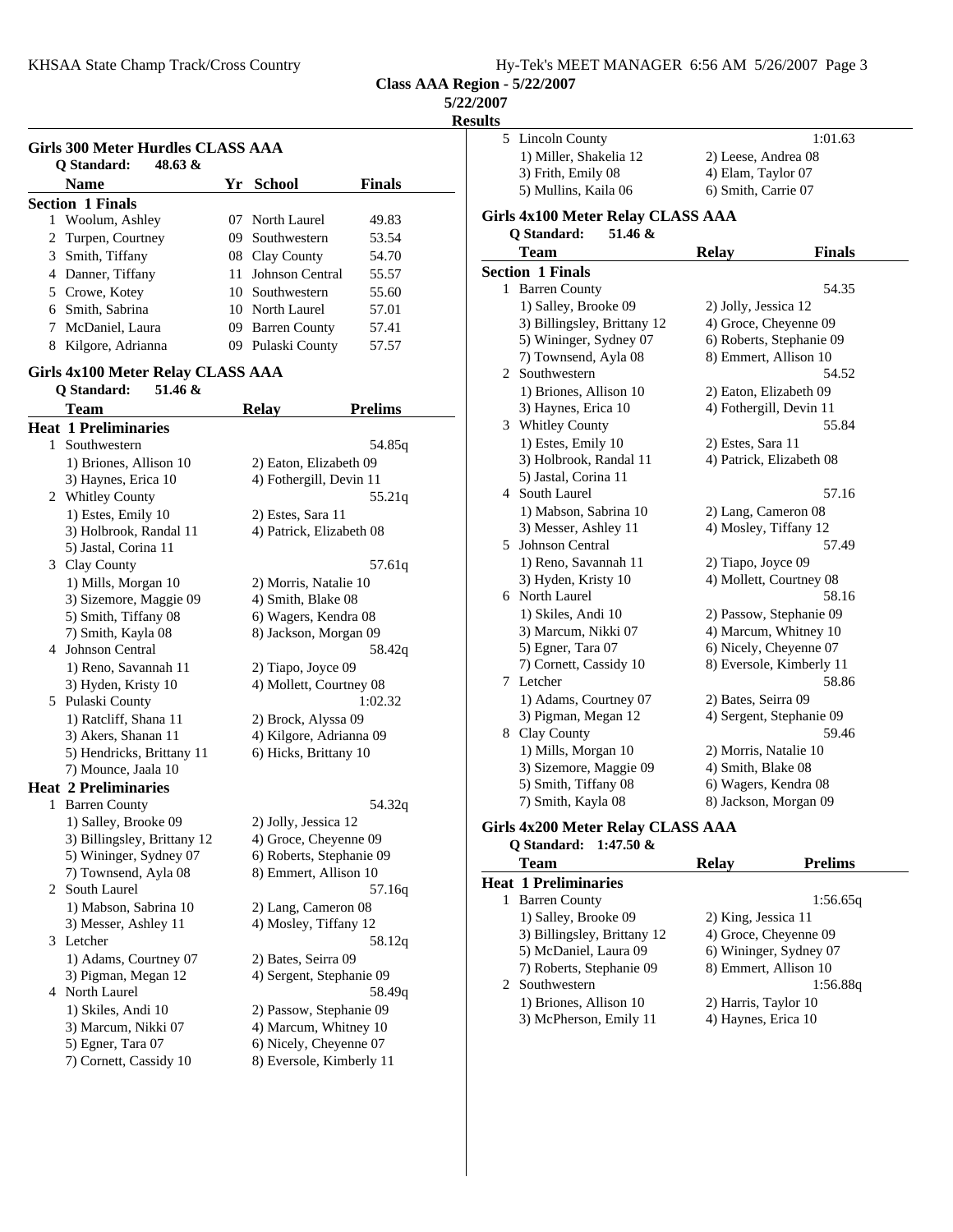**Class AAA Region - 5/22/2007**

**5/22/2007**

**Results**

### Girls 300 Meter Hurdles CLASS AAA

**Q Standard: 48.63 &**

| | Name | Yr | School | Finals |
|---|---|---|---|---|
| **Section 1 Finals** | | | | |
| 1 | Woolum, Ashley | 07 | North Laurel | 49.83 |
| 2 | Turpen, Courtney | 09 | Southwestern | 53.54 |
| 3 | Smith, Tiffany | 08 | Clay County | 54.70 |
| 4 | Danner, Tiffany | 11 | Johnson Central | 55.57 |
| 5 | Crowe, Kotey | 10 | Southwestern | 55.60 |
| 6 | Smith, Sabrina | 10 | North Laurel | 57.01 |
| 7 | McDaniel, Laura | 09 | Barren County | 57.41 |
| 8 | Kilgore, Adrianna | 09 | Pulaski County | 57.57 |

### Girls 4x100 Meter Relay CLASS AAA

**Q Standard: 51.46 &**

| | Team | Relay | Prelims |
|---|---|---|---|
| **Heat 1 Preliminaries** | | | |
| 1 | Southwestern | | 54.85q |
| | 1) Briones, Allison 10 | 2) Eaton, Elizabeth 09 | |
| | 3) Haynes, Erica 10 | 4) Fothergill, Devin 11 | |
| 2 | Whitley County | | 55.21q |
| | 1) Estes, Emily 10 | 2) Estes, Sara 11 | |
| | 3) Holbrook, Randal 11 | 4) Patrick, Elizabeth 08 | |
| | 5) Jastal, Corina 11 | | |
| 3 | Clay County | | 57.61q |
| | 1) Mills, Morgan 10 | 2) Morris, Natalie 10 | |
| | 3) Sizemore, Maggie 09 | 4) Smith, Blake 08 | |
| | 5) Smith, Tiffany 08 | 6) Wagers, Kendra 08 | |
| | 7) Smith, Kayla 08 | 8) Jackson, Morgan 09 | |
| 4 | Johnson Central | | 58.42q |
| | 1) Reno, Savannah 11 | 2) Tiapo, Joyce 09 | |
| | 3) Hyden, Kristy 10 | 4) Mollett, Courtney 08 | |
| 5 | Pulaski County | | 1:02.32 |
| | 1) Ratcliff, Shana 11 | 2) Brock, Alyssa 09 | |
| | 3) Akers, Shanan 11 | 4) Kilgore, Adrianna 09 | |
| | 5) Hendricks, Brittany 11 | 6) Hicks, Brittany 10 | |
| | 7) Mounce, Jaala 10 | | |
| **Heat 2 Preliminaries** | | | |
| 1 | Barren County | | 54.32q |
| | 1) Salley, Brooke 09 | 2) Jolly, Jessica 12 | |
| | 3) Billingsley, Brittany 12 | 4) Groce, Cheyenne 09 | |
| | 5) Wininger, Sydney 07 | 6) Roberts, Stephanie 09 | |
| | 7) Townsend, Ayla 08 | 8) Emmert, Allison 10 | |
| 2 | South Laurel | | 57.16q |
| | 1) Mabson, Sabrina 10 | 2) Lang, Cameron 08 | |
| | 3) Messer, Ashley 11 | 4) Mosley, Tiffany 12 | |
| 3 | Letcher | | 58.12q |
| | 1) Adams, Courtney 07 | 2) Bates, Seirra 09 | |
| | 3) Pigman, Megan 12 | 4) Sergent, Stephanie 09 | |
| 4 | North Laurel | | 58.49q |
| | 1) Skiles, Andi 10 | 2) Passow, Stephanie 09 | |
| | 3) Marcum, Nikki 07 | 4) Marcum, Whitney 10 | |
| | 5) Egner, Tara 07 | 6) Nicely, Cheyenne 07 | |
| | 7) Cornett, Cassidy 10 | 8) Eversole, Kimberly 11 | |

| | Team | Relay | Finals |
|---|---|---|---|
| 5 | Lincoln County | | 1:01.63 |
| | 1) Miller, Shakelia 12 | 2) Leese, Andrea 08 | |
| | 3) Frith, Emily 08 | 4) Elam, Taylor 07 | |
| | 5) Mullins, Kaila 06 | 6) Smith, Carrie 07 | |

### Girls 4x100 Meter Relay CLASS AAA

**Q Standard: 51.46 &**

| | Team | Relay | Finals |
|---|---|---|---|
| **Section 1 Finals** | | | |
| 1 | Barren County | | 54.35 |
| | 1) Salley, Brooke 09 | 2) Jolly, Jessica 12 | |
| | 3) Billingsley, Brittany 12 | 4) Groce, Cheyenne 09 | |
| | 5) Wininger, Sydney 07 | 6) Roberts, Stephanie 09 | |
| | 7) Townsend, Ayla 08 | 8) Emmert, Allison 10 | |
| 2 | Southwestern | | 54.52 |
| | 1) Briones, Allison 10 | 2) Eaton, Elizabeth 09 | |
| | 3) Haynes, Erica 10 | 4) Fothergill, Devin 11 | |
| 3 | Whitley County | | 55.84 |
| | 1) Estes, Emily 10 | 2) Estes, Sara 11 | |
| | 3) Holbrook, Randal 11 | 4) Patrick, Elizabeth 08 | |
| | 5) Jastal, Corina 11 | | |
| 4 | South Laurel | | 57.16 |
| | 1) Mabson, Sabrina 10 | 2) Lang, Cameron 08 | |
| | 3) Messer, Ashley 11 | 4) Mosley, Tiffany 12 | |
| 5 | Johnson Central | | 57.49 |
| | 1) Reno, Savannah 11 | 2) Tiapo, Joyce 09 | |
| | 3) Hyden, Kristy 10 | 4) Mollett, Courtney 08 | |
| 6 | North Laurel | | 58.16 |
| | 1) Skiles, Andi 10 | 2) Passow, Stephanie 09 | |
| | 3) Marcum, Nikki 07 | 4) Marcum, Whitney 10 | |
| | 5) Egner, Tara 07 | 6) Nicely, Cheyenne 07 | |
| | 7) Cornett, Cassidy 10 | 8) Eversole, Kimberly 11 | |
| 7 | Letcher | | 58.86 |
| | 1) Adams, Courtney 07 | 2) Bates, Seirra 09 | |
| | 3) Pigman, Megan 12 | 4) Sergent, Stephanie 09 | |
| 8 | Clay County | | 59.46 |
| | 1) Mills, Morgan 10 | 2) Morris, Natalie 10 | |
| | 3) Sizemore, Maggie 09 | 4) Smith, Blake 08 | |
| | 5) Smith, Tiffany 08 | 6) Wagers, Kendra 08 | |
| | 7) Smith, Kayla 08 | 8) Jackson, Morgan 09 | |

### Girls 4x200 Meter Relay CLASS AAA

**Q Standard: 1:47.50 &**

| | Team | Relay | Prelims |
|---|---|---|---|
| **Heat 1 Preliminaries** | | | |
| 1 | Barren County | | 1:56.65q |
| | 1) Salley, Brooke 09 | 2) King, Jessica 11 | |
| | 3) Billingsley, Brittany 12 | 4) Groce, Cheyenne 09 | |
| | 5) McDaniel, Laura 09 | 6) Wininger, Sydney 07 | |
| | 7) Roberts, Stephanie 09 | 8) Emmert, Allison 10 | |
| 2 | Southwestern | | 1:56.88q |
| | 1) Briones, Allison 10 | 2) Harris, Taylor 10 | |
| | 3) McPherson, Emily 11 | 4) Haynes, Erica 10 | |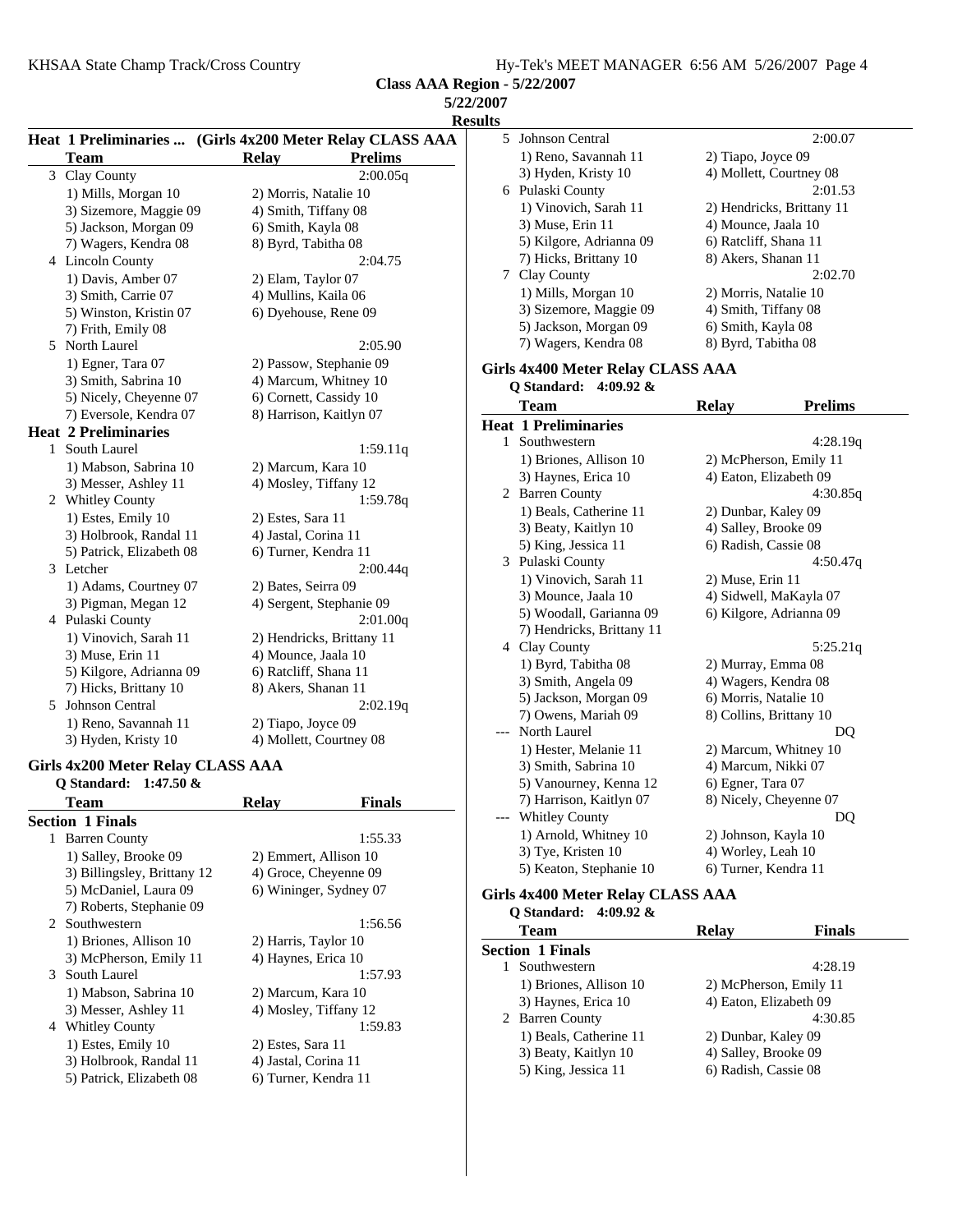**Class AAA Region - 5/22/2007**

**5/22/2007**

**Results**

### Heat 1 Preliminaries ... (Girls 4x200 Meter Relay CLASS AAA)

| | Team | Relay | Prelims |
|---|---|---|---|
| 3 | Clay County | | 2:00.05q |
| | 1) Mills, Morgan 10 | 2) Morris, Natalie 10 | |
| | 3) Sizemore, Maggie 09 | 4) Smith, Tiffany 08 | |
| | 5) Jackson, Morgan 09 | 6) Smith, Kayla 08 | |
| | 7) Wagers, Kendra 08 | 8) Byrd, Tabitha 08 | |
| 4 | Lincoln County | | 2:04.75 |
| | 1) Davis, Amber 07 | 2) Elam, Taylor 07 | |
| | 3) Smith, Carrie 07 | 4) Mullins, Kaila 06 | |
| | 5) Winston, Kristin 07 | 6) Dyehouse, Rene 09 | |
| | 7) Frith, Emily 08 | | |
| 5 | North Laurel | | 2:05.90 |
| | 1) Egner, Tara 07 | 2) Passow, Stephanie 09 | |
| | 3) Smith, Sabrina 10 | 4) Marcum, Whitney 10 | |
| | 5) Nicely, Cheyenne 07 | 6) Cornett, Cassidy 10 | |
| | 7) Eversole, Kendra 07 | 8) Harrison, Kaitlyn 07 | |

**Heat 2 Preliminaries**

| | Team | Relay | Prelims |
|---|---|---|---|
| 1 | South Laurel | | 1:59.11q |
| | 1) Mabson, Sabrina 10 | 2) Marcum, Kara 10 | |
| | 3) Messer, Ashley 11 | 4) Mosley, Tiffany 12 | |
| 2 | Whitley County | | 1:59.78q |
| | 1) Estes, Emily 10 | 2) Estes, Sara 11 | |
| | 3) Holbrook, Randal 11 | 4) Jastal, Corina 11 | |
| | 5) Patrick, Elizabeth 08 | 6) Turner, Kendra 11 | |
| 3 | Letcher | | 2:00.44q |
| | 1) Adams, Courtney 07 | 2) Bates, Seirra 09 | |
| | 3) Pigman, Megan 12 | 4) Sergent, Stephanie 09 | |
| 4 | Pulaski County | | 2:01.00q |
| | 1) Vinovich, Sarah 11 | 2) Hendricks, Brittany 11 | |
| | 3) Muse, Erin 11 | 4) Mounce, Jaala 10 | |
| | 5) Kilgore, Adrianna 09 | 6) Ratcliff, Shana 11 | |
| | 7) Hicks, Brittany 10 | 8) Akers, Shanan 11 | |
| 5 | Johnson Central | | 2:02.19q |
| | 1) Reno, Savannah 11 | 2) Tiapo, Joyce 09 | |
| | 3) Hyden, Kristy 10 | 4) Mollett, Courtney 08 | |

### Girls 4x200 Meter Relay CLASS AAA

**Q Standard: 1:47.50 &**

**Section 1 Finals**

| | Team | Relay | Finals |
|---|---|---|---|
| 1 | Barren County | | 1:55.33 |
| | 1) Salley, Brooke 09 | 2) Emmert, Allison 10 | |
| | 3) Billingsley, Brittany 12 | 4) Groce, Cheyenne 09 | |
| | 5) McDaniel, Laura 09 | 6) Wininger, Sydney 07 | |
| | 7) Roberts, Stephanie 09 | | |
| 2 | Southwestern | | 1:56.56 |
| | 1) Briones, Allison 10 | 2) Harris, Taylor 10 | |
| | 3) McPherson, Emily 11 | 4) Haynes, Erica 10 | |
| 3 | South Laurel | | 1:57.93 |
| | 1) Mabson, Sabrina 10 | 2) Marcum, Kara 10 | |
| | 3) Messer, Ashley 11 | 4) Mosley, Tiffany 12 | |
| 4 | Whitley County | | 1:59.83 |
| | 1) Estes, Emily 10 | 2) Estes, Sara 11 | |
| | 3) Holbrook, Randal 11 | 4) Jastal, Corina 11 | |
| | 5) Patrick, Elizabeth 08 | 6) Turner, Kendra 11 | |
| 5 | Johnson Central | | 2:00.07 |
| | 1) Reno, Savannah 11 | 2) Tiapo, Joyce 09 | |
| | 3) Hyden, Kristy 10 | 4) Mollett, Courtney 08 | |
| 6 | Pulaski County | | 2:01.53 |
| | 1) Vinovich, Sarah 11 | 2) Hendricks, Brittany 11 | |
| | 3) Muse, Erin 11 | 4) Mounce, Jaala 10 | |
| | 5) Kilgore, Adrianna 09 | 6) Ratcliff, Shana 11 | |
| | 7) Hicks, Brittany 10 | 8) Akers, Shanan 11 | |
| 7 | Clay County | | 2:02.70 |
| | 1) Mills, Morgan 10 | 2) Morris, Natalie 10 | |
| | 3) Sizemore, Maggie 09 | 4) Smith, Tiffany 08 | |
| | 5) Jackson, Morgan 09 | 6) Smith, Kayla 08 | |
| | 7) Wagers, Kendra 08 | 8) Byrd, Tabitha 08 | |

### Girls 4x400 Meter Relay CLASS AAA

**Q Standard: 4:09.92 &**

**Heat 1 Preliminaries**

| | Team | Relay | Prelims |
|---|---|---|---|
| 1 | Southwestern | | 4:28.19q |
| | 1) Briones, Allison 10 | 2) McPherson, Emily 11 | |
| | 3) Haynes, Erica 10 | 4) Eaton, Elizabeth 09 | |
| 2 | Barren County | | 4:30.85q |
| | 1) Beals, Catherine 11 | 2) Dunbar, Kaley 09 | |
| | 3) Beaty, Kaitlyn 10 | 4) Salley, Brooke 09 | |
| | 5) King, Jessica 11 | 6) Radish, Cassie 08 | |
| 3 | Pulaski County | | 4:50.47q |
| | 1) Vinovich, Sarah 11 | 2) Muse, Erin 11 | |
| | 3) Mounce, Jaala 10 | 4) Sidwell, MaKayla 07 | |
| | 5) Woodall, Garianna 09 | 6) Kilgore, Adrianna 09 | |
| | 7) Hendricks, Brittany 11 | | |
| 4 | Clay County | | 5:25.21q |
| | 1) Byrd, Tabitha 08 | 2) Murray, Emma 08 | |
| | 3) Smith, Angela 09 | 4) Wagers, Kendra 08 | |
| | 5) Jackson, Morgan 09 | 6) Morris, Natalie 10 | |
| | 7) Owens, Mariah 09 | 8) Collins, Brittany 10 | |
| --- | North Laurel | | DQ |
| | 1) Hester, Melanie 11 | 2) Marcum, Whitney 10 | |
| | 3) Smith, Sabrina 10 | 4) Marcum, Nikki 07 | |
| | 5) Vanourney, Kenna 12 | 6) Egner, Tara 07 | |
| | 7) Harrison, Kaitlyn 07 | 8) Nicely, Cheyenne 07 | |
| --- | Whitley County | | DQ |
| | 1) Arnold, Whitney 10 | 2) Johnson, Kayla 10 | |
| | 3) Tye, Kristen 10 | 4) Worley, Leah 10 | |
| | 5) Keaton, Stephanie 10 | 6) Turner, Kendra 11 | |

### Girls 4x400 Meter Relay CLASS AAA

**Q Standard: 4:09.92 &**

**Section 1 Finals**

| | Team | Relay | Finals |
|---|---|---|---|
| 1 | Southwestern | | 4:28.19 |
| | 1) Briones, Allison 10 | 2) McPherson, Emily 11 | |
| | 3) Haynes, Erica 10 | 4) Eaton, Elizabeth 09 | |
| 2 | Barren County | | 4:30.85 |
| | 1) Beals, Catherine 11 | 2) Dunbar, Kaley 09 | |
| | 3) Beaty, Kaitlyn 10 | 4) Salley, Brooke 09 | |
| | 5) King, Jessica 11 | 6) Radish, Cassie 08 | |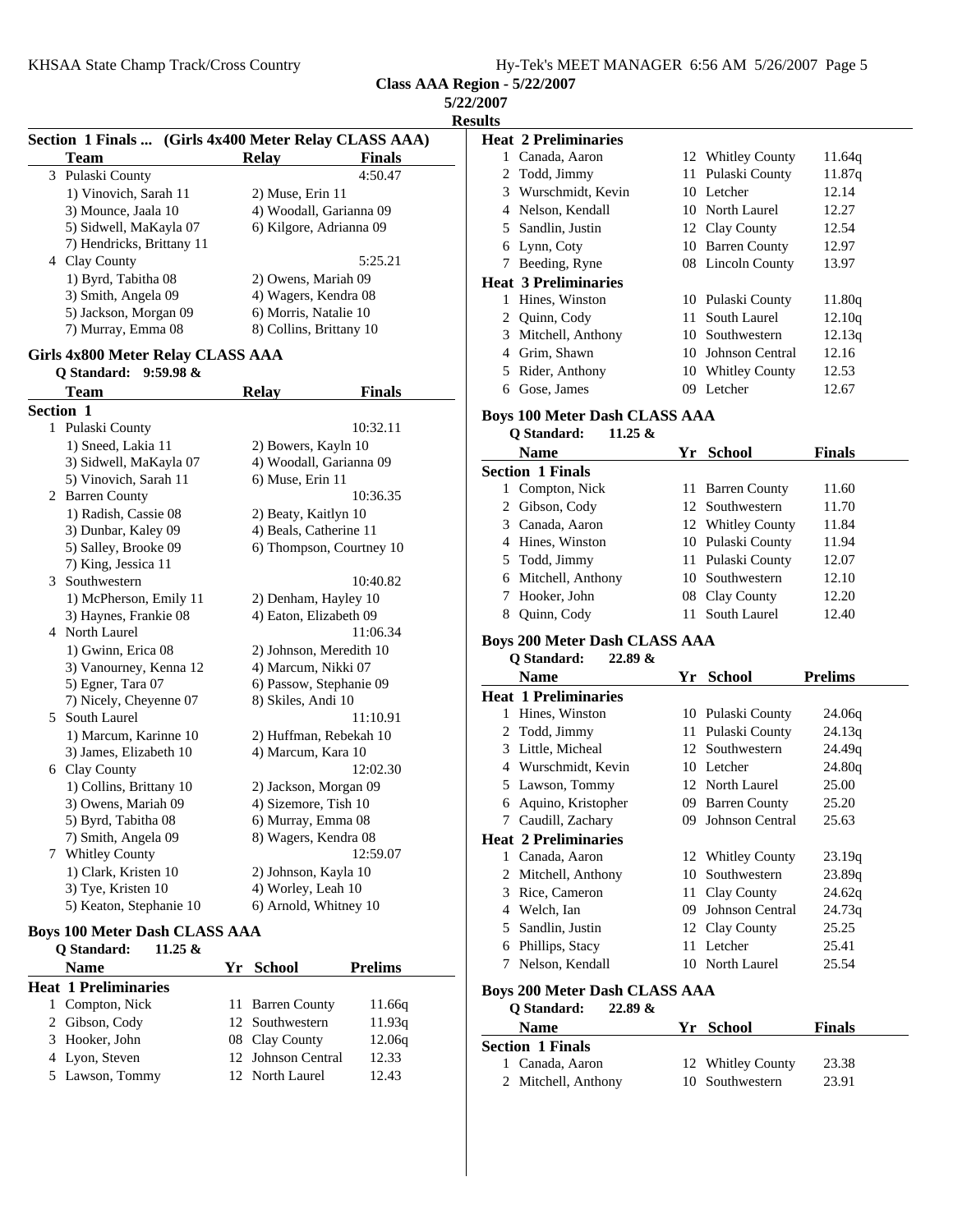**Class AAA Region - 5/22/2007**

**5/22/2007**

**Results**

### Section 1 Finals ... (Girls 4x400 Meter Relay CLASS AAA)

| | Team | Relay | Finals |
|---|---|---|---|
| 3 | Pulaski County | | 4:50.47 |
| | 1) Vinovich, Sarah 11 | 2) Muse, Erin 11 | |
| | 3) Mounce, Jaala 10 | 4) Woodall, Garianna 09 | |
| | 5) Sidwell, MaKayla 07 | 6) Kilgore, Adrianna 09 | |
| | 7) Hendricks, Brittany 11 | | |
| 4 | Clay County | | 5:25.21 |
| | 1) Byrd, Tabitha 08 | 2) Owens, Mariah 09 | |
| | 3) Smith, Angela 09 | 4) Wagers, Kendra 08 | |
| | 5) Jackson, Morgan 09 | 6) Morris, Natalie 10 | |
| | 7) Murray, Emma 08 | 8) Collins, Brittany 10 | |

### Girls 4x800 Meter Relay CLASS AAA

**Q Standard: 9:59.98 &**

| | Team | Relay | Finals |
|---|---|---|---|
| **Section 1** | | | |
| 1 | Pulaski County | | 10:32.11 |
| | 1) Sneed, Lakia 11 | 2) Bowers, Kayln 10 | |
| | 3) Sidwell, MaKayla 07 | 4) Woodall, Garianna 09 | |
| | 5) Vinovich, Sarah 11 | 6) Muse, Erin 11 | |
| 2 | Barren County | | 10:36.35 |
| | 1) Radish, Cassie 08 | 2) Beaty, Kaitlyn 10 | |
| | 3) Dunbar, Kaley 09 | 4) Beals, Catherine 11 | |
| | 5) Salley, Brooke 09 | 6) Thompson, Courtney 10 | |
| | 7) King, Jessica 11 | | |
| 3 | Southwestern | | 10:40.82 |
| | 1) McPherson, Emily 11 | 2) Denham, Hayley 10 | |
| | 3) Haynes, Frankie 08 | 4) Eaton, Elizabeth 09 | |
| 4 | North Laurel | | 11:06.34 |
| | 1) Gwinn, Erica 08 | 2) Johnson, Meredith 10 | |
| | 3) Vanourney, Kenna 12 | 4) Marcum, Nikki 07 | |
| | 5) Egner, Tara 07 | 6) Passow, Stephanie 09 | |
| | 7) Nicely, Cheyenne 07 | 8) Skiles, Andi 10 | |
| 5 | South Laurel | | 11:10.91 |
| | 1) Marcum, Karinne 10 | 2) Huffman, Rebekah 10 | |
| | 3) James, Elizabeth 10 | 4) Marcum, Kara 10 | |
| 6 | Clay County | | 12:02.30 |
| | 1) Collins, Brittany 10 | 2) Jackson, Morgan 09 | |
| | 3) Owens, Mariah 09 | 4) Sizemore, Tish 10 | |
| | 5) Byrd, Tabitha 08 | 6) Murray, Emma 08 | |
| | 7) Smith, Angela 09 | 8) Wagers, Kendra 08 | |
| 7 | Whitley County | | 12:59.07 |
| | 1) Clark, Kristen 10 | 2) Johnson, Kayla 10 | |
| | 3) Tye, Kristen 10 | 4) Worley, Leah 10 | |
| | 5) Keaton, Stephanie 10 | 6) Arnold, Whitney 10 | |

### Boys 100 Meter Dash CLASS AAA

**Q Standard: 11.25 &**

| | Name | Yr | School | Prelims |
|---|---|---|---|---|
| **Heat 1 Preliminaries** | | | | |
| 1 | Compton, Nick | 11 | Barren County | 11.66q |
| 2 | Gibson, Cody | 12 | Southwestern | 11.93q |
| 3 | Hooker, John | 08 | Clay County | 12.06q |
| 4 | Lyon, Steven | 12 | Johnson Central | 12.33 |
| 5 | Lawson, Tommy | 12 | North Laurel | 12.43 |
| **Heat 2 Preliminaries** | | | | |
| 1 | Canada, Aaron | 12 | Whitley County | 11.64q |
| 2 | Todd, Jimmy | 11 | Pulaski County | 11.87q |
| 3 | Wurschmidt, Kevin | 10 | Letcher | 12.14 |
| 4 | Nelson, Kendall | 10 | North Laurel | 12.27 |
| 5 | Sandlin, Justin | 12 | Clay County | 12.54 |
| 6 | Lynn, Coty | 10 | Barren County | 12.97 |
| 7 | Beeding, Ryne | 08 | Lincoln County | 13.97 |
| **Heat 3 Preliminaries** | | | | |
| 1 | Hines, Winston | 10 | Pulaski County | 11.80q |
| 2 | Quinn, Cody | 11 | South Laurel | 12.10q |
| 3 | Mitchell, Anthony | 10 | Southwestern | 12.13q |
| 4 | Grim, Shawn | 10 | Johnson Central | 12.16 |
| 5 | Rider, Anthony | 10 | Whitley County | 12.53 |
| 6 | Gose, James | 09 | Letcher | 12.67 |

### Boys 100 Meter Dash CLASS AAA

**Q Standard: 11.25 &**

| | Name | Yr | School | Finals |
|---|---|---|---|---|
| **Section 1 Finals** | | | | |
| 1 | Compton, Nick | 11 | Barren County | 11.60 |
| 2 | Gibson, Cody | 12 | Southwestern | 11.70 |
| 3 | Canada, Aaron | 12 | Whitley County | 11.84 |
| 4 | Hines, Winston | 10 | Pulaski County | 11.94 |
| 5 | Todd, Jimmy | 11 | Pulaski County | 12.07 |
| 6 | Mitchell, Anthony | 10 | Southwestern | 12.10 |
| 7 | Hooker, John | 08 | Clay County | 12.20 |
| 8 | Quinn, Cody | 11 | South Laurel | 12.40 |

### Boys 200 Meter Dash CLASS AAA

**Q Standard: 22.89 &**

| | Name | Yr | School | Prelims |
|---|---|---|---|---|
| **Heat 1 Preliminaries** | | | | |
| 1 | Hines, Winston | 10 | Pulaski County | 24.06q |
| 2 | Todd, Jimmy | 11 | Pulaski County | 24.13q |
| 3 | Little, Micheal | 12 | Southwestern | 24.49q |
| 4 | Wurschmidt, Kevin | 10 | Letcher | 24.80q |
| 5 | Lawson, Tommy | 12 | North Laurel | 25.00 |
| 6 | Aquino, Kristopher | 09 | Barren County | 25.20 |
| 7 | Caudill, Zachary | 09 | Johnson Central | 25.63 |
| **Heat 2 Preliminaries** | | | | |
| 1 | Canada, Aaron | 12 | Whitley County | 23.19q |
| 2 | Mitchell, Anthony | 10 | Southwestern | 23.89q |
| 3 | Rice, Cameron | 11 | Clay County | 24.62q |
| 4 | Welch, Ian | 09 | Johnson Central | 24.73q |
| 5 | Sandlin, Justin | 12 | Clay County | 25.25 |
| 6 | Phillips, Stacy | 11 | Letcher | 25.41 |
| 7 | Nelson, Kendall | 10 | North Laurel | 25.54 |

### Boys 200 Meter Dash CLASS AAA

**Q Standard: 22.89 &**

| | Name | Yr | School | Finals |
|---|---|---|---|---|
| **Section 1 Finals** | | | | |
| 1 | Canada, Aaron | 12 | Whitley County | 23.38 |
| 2 | Mitchell, Anthony | 10 | Southwestern | 23.91 |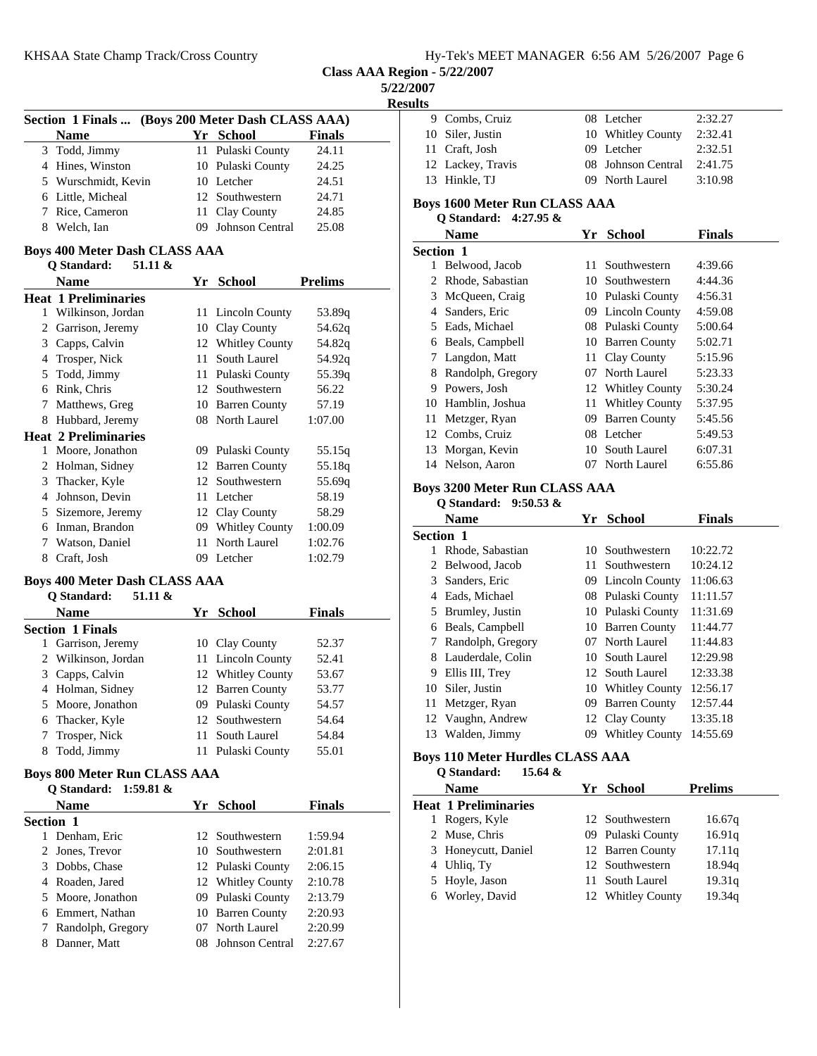Class AAA Region - 5/22/2007

5/22/2007

Results

### Section 1 Finals ... (Boys 200 Meter Dash CLASS AAA)

| | Name | Yr | School | Finals |
|---|---|---|---|---|
| 3 | Todd, Jimmy | 11 | Pulaski County | 24.11 |
| 4 | Hines, Winston | 10 | Pulaski County | 24.25 |
| 5 | Wurschmidt, Kevin | 10 | Letcher | 24.51 |
| 6 | Little, Micheal | 12 | Southwestern | 24.71 |
| 7 | Rice, Cameron | 11 | Clay County | 24.85 |
| 8 | Welch, Ian | 09 | Johnson Central | 25.08 |

### Boys 400 Meter Dash CLASS AAA

Q Standard: 51.11 &

| | Name | Yr | School | Prelims |
|---|---|---|---|---|
| **Heat 1 Preliminaries** | | | | |
| 1 | Wilkinson, Jordan | 11 | Lincoln County | 53.89q |
| 2 | Garrison, Jeremy | 10 | Clay County | 54.62q |
| 3 | Capps, Calvin | 12 | Whitley County | 54.82q |
| 4 | Trosper, Nick | 11 | South Laurel | 54.92q |
| 5 | Todd, Jimmy | 11 | Pulaski County | 55.39q |
| 6 | Rink, Chris | 12 | Southwestern | 56.22 |
| 7 | Matthews, Greg | 10 | Barren County | 57.19 |
| 8 | Hubbard, Jeremy | 08 | North Laurel | 1:07.00 |
| **Heat 2 Preliminaries** | | | | |
| 1 | Moore, Jonathon | 09 | Pulaski County | 55.15q |
| 2 | Holman, Sidney | 12 | Barren County | 55.18q |
| 3 | Thacker, Kyle | 12 | Southwestern | 55.69q |
| 4 | Johnson, Devin | 11 | Letcher | 58.19 |
| 5 | Sizemore, Jeremy | 12 | Clay County | 58.29 |
| 6 | Inman, Brandon | 09 | Whitley County | 1:00.09 |
| 7 | Watson, Daniel | 11 | North Laurel | 1:02.76 |
| 8 | Craft, Josh | 09 | Letcher | 1:02.79 |

### Boys 400 Meter Dash CLASS AAA

Q Standard: 51.11 &

| | Name | Yr | School | Finals |
|---|---|---|---|---|
| **Section 1 Finals** | | | | |
| 1 | Garrison, Jeremy | 10 | Clay County | 52.37 |
| 2 | Wilkinson, Jordan | 11 | Lincoln County | 52.41 |
| 3 | Capps, Calvin | 12 | Whitley County | 53.67 |
| 4 | Holman, Sidney | 12 | Barren County | 53.77 |
| 5 | Moore, Jonathon | 09 | Pulaski County | 54.57 |
| 6 | Thacker, Kyle | 12 | Southwestern | 54.64 |
| 7 | Trosper, Nick | 11 | South Laurel | 54.84 |
| 8 | Todd, Jimmy | 11 | Pulaski County | 55.01 |

### Boys 800 Meter Run CLASS AAA

Q Standard: 1:59.81 &

| | Name | Yr | School | Finals |
|---|---|---|---|---|
| **Section 1** | | | | |
| 1 | Denham, Eric | 12 | Southwestern | 1:59.94 |
| 2 | Jones, Trevor | 10 | Southwestern | 2:01.81 |
| 3 | Dobbs, Chase | 12 | Pulaski County | 2:06.15 |
| 4 | Roaden, Jared | 12 | Whitley County | 2:10.78 |
| 5 | Moore, Jonathon | 09 | Pulaski County | 2:13.79 |
| 6 | Emmert, Nathan | 10 | Barren County | 2:20.93 |
| 7 | Randolph, Gregory | 07 | North Laurel | 2:20.99 |
| 8 | Danner, Matt | 08 | Johnson Central | 2:27.67 |
| 9 | Combs, Cruiz | 08 | Letcher | 2:32.27 |
| 10 | Siler, Justin | 10 | Whitley County | 2:32.41 |
| 11 | Craft, Josh | 09 | Letcher | 2:32.51 |
| 12 | Lackey, Travis | 08 | Johnson Central | 2:41.75 |
| 13 | Hinkle, TJ | 09 | North Laurel | 3:10.98 |

### Boys 1600 Meter Run CLASS AAA

Q Standard: 4:27.95 &

| | Name | Yr | School | Finals |
|---|---|---|---|---|
| **Section 1** | | | | |
| 1 | Belwood, Jacob | 11 | Southwestern | 4:39.66 |
| 2 | Rhode, Sabastian | 10 | Southwestern | 4:44.36 |
| 3 | McQueen, Craig | 10 | Pulaski County | 4:56.31 |
| 4 | Sanders, Eric | 09 | Lincoln County | 4:59.08 |
| 5 | Eads, Michael | 08 | Pulaski County | 5:00.64 |
| 6 | Beals, Campbell | 10 | Barren County | 5:02.71 |
| 7 | Langdon, Matt | 11 | Clay County | 5:15.96 |
| 8 | Randolph, Gregory | 07 | North Laurel | 5:23.33 |
| 9 | Powers, Josh | 12 | Whitley County | 5:30.24 |
| 10 | Hamblin, Joshua | 11 | Whitley County | 5:37.95 |
| 11 | Metzger, Ryan | 09 | Barren County | 5:45.56 |
| 12 | Combs, Cruiz | 08 | Letcher | 5:49.53 |
| 13 | Morgan, Kevin | 10 | South Laurel | 6:07.31 |
| 14 | Nelson, Aaron | 07 | North Laurel | 6:55.86 |

### Boys 3200 Meter Run CLASS AAA

Q Standard: 9:50.53 &

| | Name | Yr | School | Finals |
|---|---|---|---|---|
| **Section 1** | | | | |
| 1 | Rhode, Sabastian | 10 | Southwestern | 10:22.72 |
| 2 | Belwood, Jacob | 11 | Southwestern | 10:24.12 |
| 3 | Sanders, Eric | 09 | Lincoln County | 11:06.63 |
| 4 | Eads, Michael | 08 | Pulaski County | 11:11.57 |
| 5 | Brumley, Justin | 10 | Pulaski County | 11:31.69 |
| 6 | Beals, Campbell | 10 | Barren County | 11:44.77 |
| 7 | Randolph, Gregory | 07 | North Laurel | 11:44.83 |
| 8 | Lauderdale, Colin | 10 | South Laurel | 12:29.98 |
| 9 | Ellis III, Trey | 12 | South Laurel | 12:33.38 |
| 10 | Siler, Justin | 10 | Whitley County | 12:56.17 |
| 11 | Metzger, Ryan | 09 | Barren County | 12:57.44 |
| 12 | Vaughn, Andrew | 12 | Clay County | 13:35.18 |
| 13 | Walden, Jimmy | 09 | Whitley County | 14:55.69 |

### Boys 110 Meter Hurdles CLASS AAA

Q Standard: 15.64 &

| | Name | Yr | School | Prelims |
|---|---|---|---|---|
| **Heat 1 Preliminaries** | | | | |
| 1 | Rogers, Kyle | 12 | Southwestern | 16.67q |
| 2 | Muse, Chris | 09 | Pulaski County | 16.91q |
| 3 | Honeycutt, Daniel | 12 | Barren County | 17.11q |
| 4 | Uhliq, Ty | 12 | Southwestern | 18.94q |
| 5 | Hoyle, Jason | 11 | South Laurel | 19.31q |
| 6 | Worley, David | 12 | Whitley County | 19.34q |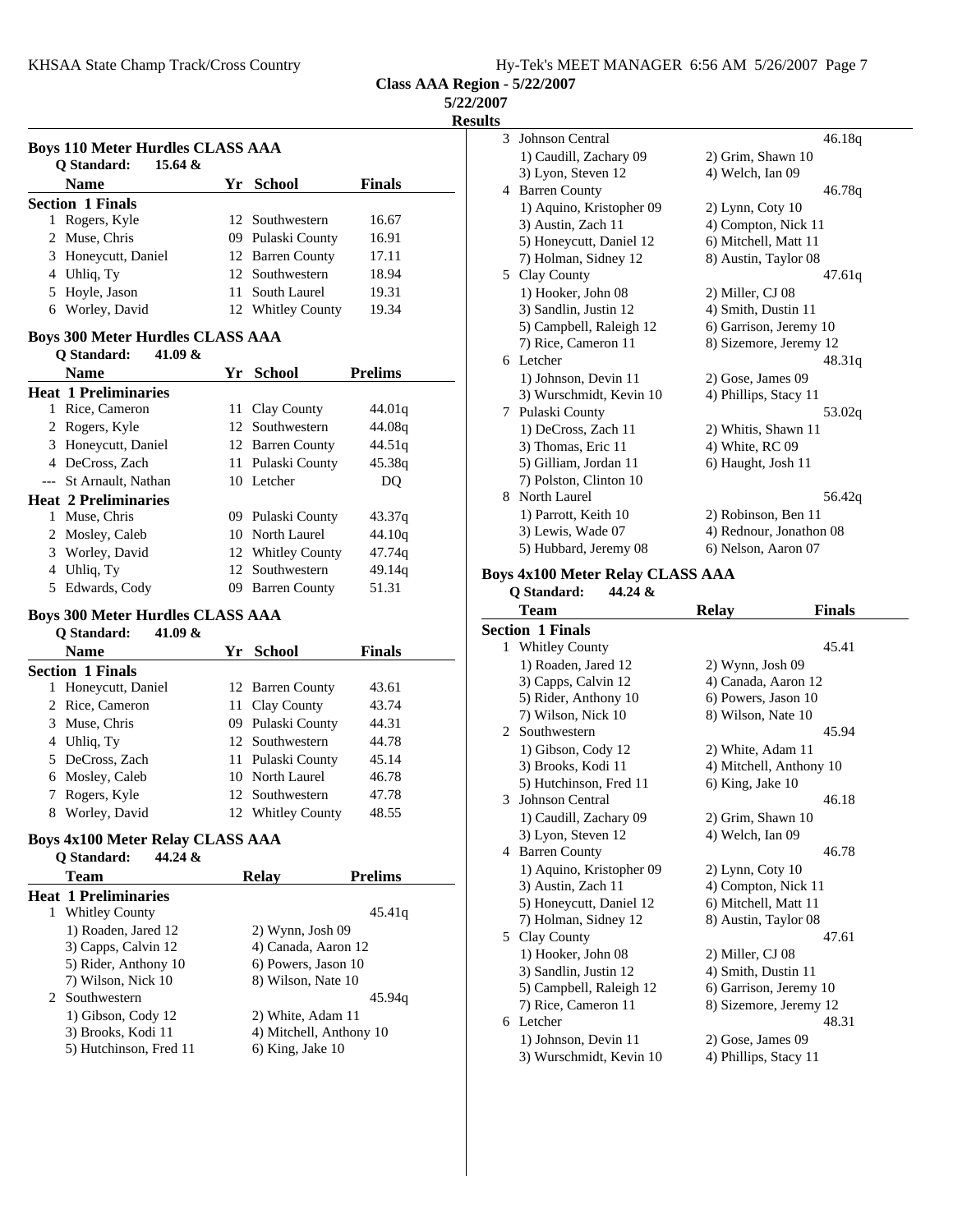**Class AAA Region - 5/22/2007**

**5/22/2007**

**Results**

### Boys 110 Meter Hurdles CLASS AAA

Q Standard: 15.64 &

| | Name | Yr | School | Finals |
|---|---|---|---|---|
| **Section 1 Finals** | | | | |
| 1 | Rogers, Kyle | 12 | Southwestern | 16.67 |
| 2 | Muse, Chris | 09 | Pulaski County | 16.91 |
| 3 | Honeycutt, Daniel | 12 | Barren County | 17.11 |
| 4 | Uhliq, Ty | 12 | Southwestern | 18.94 |
| 5 | Hoyle, Jason | 11 | South Laurel | 19.31 |
| 6 | Worley, David | 12 | Whitley County | 19.34 |

### Boys 300 Meter Hurdles CLASS AAA

Q Standard: 41.09 &

| | Name | Yr | School | Prelims |
|---|---|---|---|---|
| **Heat 1 Preliminaries** | | | | |
| 1 | Rice, Cameron | 11 | Clay County | 44.01q |
| 2 | Rogers, Kyle | 12 | Southwestern | 44.08q |
| 3 | Honeycutt, Daniel | 12 | Barren County | 44.51q |
| 4 | DeCross, Zach | 11 | Pulaski County | 45.38q |
| --- | St Arnault, Nathan | 10 | Letcher | DQ |
| **Heat 2 Preliminaries** | | | | |
| 1 | Muse, Chris | 09 | Pulaski County | 43.37q |
| 2 | Mosley, Caleb | 10 | North Laurel | 44.10q |
| 3 | Worley, David | 12 | Whitley County | 47.74q |
| 4 | Uhliq, Ty | 12 | Southwestern | 49.14q |
| 5 | Edwards, Cody | 09 | Barren County | 51.31 |

### Boys 300 Meter Hurdles CLASS AAA

Q Standard: 41.09 &

| | Name | Yr | School | Finals |
|---|---|---|---|---|
| **Section 1 Finals** | | | | |
| 1 | Honeycutt, Daniel | 12 | Barren County | 43.61 |
| 2 | Rice, Cameron | 11 | Clay County | 43.74 |
| 3 | Muse, Chris | 09 | Pulaski County | 44.31 |
| 4 | Uhliq, Ty | 12 | Southwestern | 44.78 |
| 5 | DeCross, Zach | 11 | Pulaski County | 45.14 |
| 6 | Mosley, Caleb | 10 | North Laurel | 46.78 |
| 7 | Rogers, Kyle | 12 | Southwestern | 47.78 |
| 8 | Worley, David | 12 | Whitley County | 48.55 |

### Boys 4x100 Meter Relay CLASS AAA

Q Standard: 44.24 &

| | Team | Relay | Prelims |
|---|---|---|---|
| **Heat 1 Preliminaries** | | | |
| 1 | Whitley County | | 45.41q |
| | 1) Roaden, Jared 12 | 2) Wynn, Josh 09 | |
| | 3) Capps, Calvin 12 | 4) Canada, Aaron 12 | |
| | 5) Rider, Anthony 10 | 6) Powers, Jason 10 | |
| | 7) Wilson, Nick 10 | 8) Wilson, Nate 10 | |
| 2 | Southwestern | | 45.94q |
| | 1) Gibson, Cody 12 | 2) White, Adam 11 | |
| | 3) Brooks, Kodi 11 | 4) Mitchell, Anthony 10 | |
| | 5) Hutchinson, Fred 11 | 6) King, Jake 10 | |
| 3 | Johnson Central | | 46.18q |
| | 1) Caudill, Zachary 09 | 2) Grim, Shawn 10 | |
| | 3) Lyon, Steven 12 | 4) Welch, Ian 09 | |
| 4 | Barren County | | 46.78q |
| | 1) Aquino, Kristopher 09 | 2) Lynn, Coty 10 | |
| | 3) Austin, Zach 11 | 4) Compton, Nick 11 | |
| | 5) Honeycutt, Daniel 12 | 6) Mitchell, Matt 11 | |
| | 7) Holman, Sidney 12 | 8) Austin, Taylor 08 | |
| 5 | Clay County | | 47.61q |
| | 1) Hooker, John 08 | 2) Miller, CJ 08 | |
| | 3) Sandlin, Justin 12 | 4) Smith, Dustin 11 | |
| | 5) Campbell, Raleigh 12 | 6) Garrison, Jeremy 10 | |
| | 7) Rice, Cameron 11 | 8) Sizemore, Jeremy 12 | |
| 6 | Letcher | | 48.31q |
| | 1) Johnson, Devin 11 | 2) Gose, James 09 | |
| | 3) Wurschmidt, Kevin 10 | 4) Phillips, Stacy 11 | |
| 7 | Pulaski County | | 53.02q |
| | 1) DeCross, Zach 11 | 2) Whitis, Shawn 11 | |
| | 3) Thomas, Eric 11 | 4) White, RC 09 | |
| | 5) Gilliam, Jordan 11 | 6) Haught, Josh 11 | |
| | 7) Polston, Clinton 10 | | |
| 8 | North Laurel | | 56.42q |
| | 1) Parrott, Keith 10 | 2) Robinson, Ben 11 | |
| | 3) Lewis, Wade 07 | 4) Rednour, Jonathon 08 | |
| | 5) Hubbard, Jeremy 08 | 6) Nelson, Aaron 07 | |

### Boys 4x100 Meter Relay CLASS AAA

Q Standard: 44.24 &

| | Team | Relay | Finals |
|---|---|---|---|
| **Section 1 Finals** | | | |
| 1 | Whitley County | | 45.41 |
| | 1) Roaden, Jared 12 | 2) Wynn, Josh 09 | |
| | 3) Capps, Calvin 12 | 4) Canada, Aaron 12 | |
| | 5) Rider, Anthony 10 | 6) Powers, Jason 10 | |
| | 7) Wilson, Nick 10 | 8) Wilson, Nate 10 | |
| 2 | Southwestern | | 45.94 |
| | 1) Gibson, Cody 12 | 2) White, Adam 11 | |
| | 3) Brooks, Kodi 11 | 4) Mitchell, Anthony 10 | |
| | 5) Hutchinson, Fred 11 | 6) King, Jake 10 | |
| 3 | Johnson Central | | 46.18 |
| | 1) Caudill, Zachary 09 | 2) Grim, Shawn 10 | |
| | 3) Lyon, Steven 12 | 4) Welch, Ian 09 | |
| 4 | Barren County | | 46.78 |
| | 1) Aquino, Kristopher 09 | 2) Lynn, Coty 10 | |
| | 3) Austin, Zach 11 | 4) Compton, Nick 11 | |
| | 5) Honeycutt, Daniel 12 | 6) Mitchell, Matt 11 | |
| | 7) Holman, Sidney 12 | 8) Austin, Taylor 08 | |
| 5 | Clay County | | 47.61 |
| | 1) Hooker, John 08 | 2) Miller, CJ 08 | |
| | 3) Sandlin, Justin 12 | 4) Smith, Dustin 11 | |
| | 5) Campbell, Raleigh 12 | 6) Garrison, Jeremy 10 | |
| | 7) Rice, Cameron 11 | 8) Sizemore, Jeremy 12 | |
| 6 | Letcher | | 48.31 |
| | 1) Johnson, Devin 11 | 2) Gose, James 09 | |
| | 3) Wurschmidt, Kevin 10 | 4) Phillips, Stacy 11 | |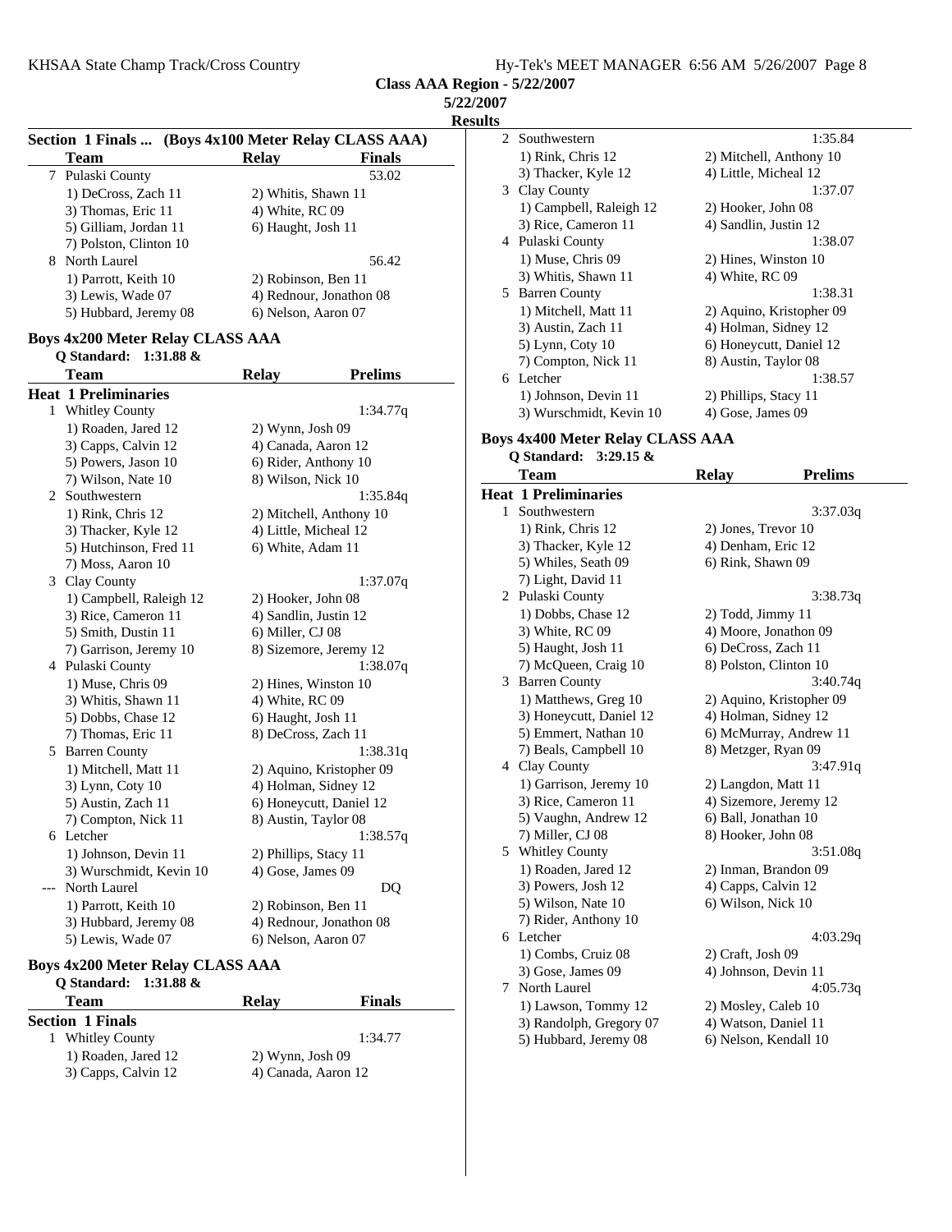**Class AAA Region - 5/22/2007**

**5/22/2007**

**Results**

**Section 1 Finals ... (Boys 4x100 Meter Relay CLASS AAA)**

| | Team | Relay | Finals |
|---|---|---|---|
| 7 | Pulaski County | | 53.02 |
| | 1) DeCross, Zach 11 | 2) Whitis, Shawn 11 | |
| | 3) Thomas, Eric 11 | 4) White, RC 09 | |
| | 5) Gilliam, Jordan 11 | 6) Haught, Josh 11 | |
| | 7) Polston, Clinton 10 | | |
| 8 | North Laurel | | 56.42 |
| | 1) Parrott, Keith 10 | 2) Robinson, Ben 11 | |
| | 3) Lewis, Wade 07 | 4) Rednour, Jonathon 08 | |
| | 5) Hubbard, Jeremy 08 | 6) Nelson, Aaron 07 | |

**Boys 4x200 Meter Relay CLASS AAA**

Q Standard: 1:31.88 &

| | Team | Relay | Prelims |
|---|---|---|---|
| **Heat 1 Preliminaries** | | | |
| 1 | Whitley County | | 1:34.77q |
| | 1) Roaden, Jared 12 | 2) Wynn, Josh 09 | |
| | 3) Capps, Calvin 12 | 4) Canada, Aaron 12 | |
| | 5) Powers, Jason 10 | 6) Rider, Anthony 10 | |
| | 7) Wilson, Nate 10 | 8) Wilson, Nick 10 | |
| 2 | Southwestern | | 1:35.84q |
| | 1) Rink, Chris 12 | 2) Mitchell, Anthony 10 | |
| | 3) Thacker, Kyle 12 | 4) Little, Micheal 12 | |
| | 5) Hutchinson, Fred 11 | 6) White, Adam 11 | |
| | 7) Moss, Aaron 10 | | |
| 3 | Clay County | | 1:37.07q |
| | 1) Campbell, Raleigh 12 | 2) Hooker, John 08 | |
| | 3) Rice, Cameron 11 | 4) Sandlin, Justin 12 | |
| | 5) Smith, Dustin 11 | 6) Miller, CJ 08 | |
| | 7) Garrison, Jeremy 10 | 8) Sizemore, Jeremy 12 | |
| 4 | Pulaski County | | 1:38.07q |
| | 1) Muse, Chris 09 | 2) Hines, Winston 10 | |
| | 3) Whitis, Shawn 11 | 4) White, RC 09 | |
| | 5) Dobbs, Chase 12 | 6) Haught, Josh 11 | |
| | 7) Thomas, Eric 11 | 8) DeCross, Zach 11 | |
| 5 | Barren County | | 1:38.31q |
| | 1) Mitchell, Matt 11 | 2) Aquino, Kristopher 09 | |
| | 3) Lynn, Coty 10 | 4) Holman, Sidney 12 | |
| | 5) Austin, Zach 11 | 6) Honeycutt, Daniel 12 | |
| | 7) Compton, Nick 11 | 8) Austin, Taylor 08 | |
| 6 | Letcher | | 1:38.57q |
| | 1) Johnson, Devin 11 | 2) Phillips, Stacy 11 | |
| | 3) Wurschmidt, Kevin 10 | 4) Gose, James 09 | |
| --- | North Laurel | | DQ |
| | 1) Parrott, Keith 10 | 2) Robinson, Ben 11 | |
| | 3) Hubbard, Jeremy 08 | 4) Rednour, Jonathon 08 | |
| | 5) Lewis, Wade 07 | 6) Nelson, Aaron 07 | |

**Boys 4x200 Meter Relay CLASS AAA**

Q Standard: 1:31.88 &

| | Team | Relay | Finals |
|---|---|---|---|
| **Section 1 Finals** | | | |
| 1 | Whitley County | | 1:34.77 |
| | 1) Roaden, Jared 12 | 2) Wynn, Josh 09 | |
| | 3) Capps, Calvin 12 | 4) Canada, Aaron 12 | |
| 2 | Southwestern | | 1:35.84 |
| | 1) Rink, Chris 12 | 2) Mitchell, Anthony 10 | |
| | 3) Thacker, Kyle 12 | 4) Little, Micheal 12 | |
| 3 | Clay County | | 1:37.07 |
| | 1) Campbell, Raleigh 12 | 2) Hooker, John 08 | |
| | 3) Rice, Cameron 11 | 4) Sandlin, Justin 12 | |
| 4 | Pulaski County | | 1:38.07 |
| | 1) Muse, Chris 09 | 2) Hines, Winston 10 | |
| | 3) Whitis, Shawn 11 | 4) White, RC 09 | |
| 5 | Barren County | | 1:38.31 |
| | 1) Mitchell, Matt 11 | 2) Aquino, Kristopher 09 | |
| | 3) Austin, Zach 11 | 4) Holman, Sidney 12 | |
| | 5) Lynn, Coty 10 | 6) Honeycutt, Daniel 12 | |
| | 7) Compton, Nick 11 | 8) Austin, Taylor 08 | |
| 6 | Letcher | | 1:38.57 |
| | 1) Johnson, Devin 11 | 2) Phillips, Stacy 11 | |
| | 3) Wurschmidt, Kevin 10 | 4) Gose, James 09 | |

**Boys 4x400 Meter Relay CLASS AAA**

Q Standard: 3:29.15 &

| | Team | Relay | Prelims |
|---|---|---|---|
| **Heat 1 Preliminaries** | | | |
| 1 | Southwestern | | 3:37.03q |
| | 1) Rink, Chris 12 | 2) Jones, Trevor 10 | |
| | 3) Thacker, Kyle 12 | 4) Denham, Eric 12 | |
| | 5) Whiles, Seath 09 | 6) Rink, Shawn 09 | |
| | 7) Light, David 11 | | |
| 2 | Pulaski County | | 3:38.73q |
| | 1) Dobbs, Chase 12 | 2) Todd, Jimmy 11 | |
| | 3) White, RC 09 | 4) Moore, Jonathon 09 | |
| | 5) Haught, Josh 11 | 6) DeCross, Zach 11 | |
| | 7) McQueen, Craig 10 | 8) Polston, Clinton 10 | |
| 3 | Barren County | | 3:40.74q |
| | 1) Matthews, Greg 10 | 2) Aquino, Kristopher 09 | |
| | 3) Honeycutt, Daniel 12 | 4) Holman, Sidney 12 | |
| | 5) Emmert, Nathan 10 | 6) McMurray, Andrew 11 | |
| | 7) Beals, Campbell 10 | 8) Metzger, Ryan 09 | |
| 4 | Clay County | | 3:47.91q |
| | 1) Garrison, Jeremy 10 | 2) Langdon, Matt 11 | |
| | 3) Rice, Cameron 11 | 4) Sizemore, Jeremy 12 | |
| | 5) Vaughn, Andrew 12 | 6) Ball, Jonathan 10 | |
| | 7) Miller, CJ 08 | 8) Hooker, John 08 | |
| 5 | Whitley County | | 3:51.08q |
| | 1) Roaden, Jared 12 | 2) Inman, Brandon 09 | |
| | 3) Powers, Josh 12 | 4) Capps, Calvin 12 | |
| | 5) Wilson, Nate 10 | 6) Wilson, Nick 10 | |
| | 7) Rider, Anthony 10 | | |
| 6 | Letcher | | 4:03.29q |
| | 1) Combs, Cruiz 08 | 2) Craft, Josh 09 | |
| | 3) Gose, James 09 | 4) Johnson, Devin 11 | |
| 7 | North Laurel | | 4:05.73q |
| | 1) Lawson, Tommy 12 | 2) Mosley, Caleb 10 | |
| | 3) Randolph, Gregory 07 | 4) Watson, Daniel 11 | |
| | 5) Hubbard, Jeremy 08 | 6) Nelson, Kendall 10 | |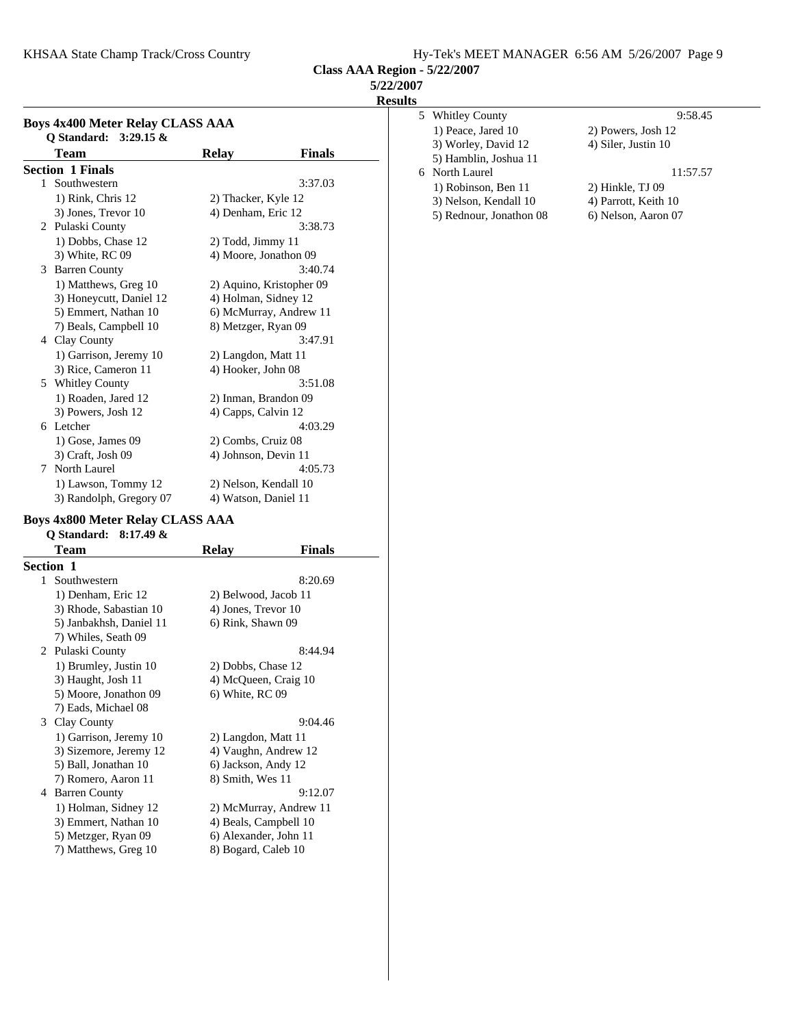**Class AAA Region - 5/22/2007**

**5/22/2007**

**Results**

### Boys 4x400 Meter Relay CLASS AAA

**Q Standard: 3:29.15 &**

| Team | Relay | Finals |
|---|---|---|
| **Section 1 Finals** | | |
| 1 Southwestern | | 3:37.03 |
| 1) Rink, Chris 12 | 2) Thacker, Kyle 12 | |
| 3) Jones, Trevor 10 | 4) Denham, Eric 12 | |
| 2 Pulaski County | | 3:38.73 |
| 1) Dobbs, Chase 12 | 2) Todd, Jimmy 11 | |
| 3) White, RC 09 | 4) Moore, Jonathon 09 | |
| 3 Barren County | | 3:40.74 |
| 1) Matthews, Greg 10 | 2) Aquino, Kristopher 09 | |
| 3) Honeycutt, Daniel 12 | 4) Holman, Sidney 12 | |
| 5) Emmert, Nathan 10 | 6) McMurray, Andrew 11 | |
| 7) Beals, Campbell 10 | 8) Metzger, Ryan 09 | |
| 4 Clay County | | 3:47.91 |
| 1) Garrison, Jeremy 10 | 2) Langdon, Matt 11 | |
| 3) Rice, Cameron 11 | 4) Hooker, John 08 | |
| 5 Whitley County | | 3:51.08 |
| 1) Roaden, Jared 12 | 2) Inman, Brandon 09 | |
| 3) Powers, Josh 12 | 4) Capps, Calvin 12 | |
| 6 Letcher | | 4:03.29 |
| 1) Gose, James 09 | 2) Combs, Cruiz 08 | |
| 3) Craft, Josh 09 | 4) Johnson, Devin 11 | |
| 7 North Laurel | | 4:05.73 |
| 1) Lawson, Tommy 12 | 2) Nelson, Kendall 10 | |
| 3) Randolph, Gregory 07 | 4) Watson, Daniel 11 | |

### Boys 4x800 Meter Relay CLASS AAA

**Q Standard: 8:17.49 &**

| Team | Relay | Finals |
|---|---|---|
| **Section 1** | | |
| 1 Southwestern | | 8:20.69 |
| 1) Denham, Eric 12 | 2) Belwood, Jacob 11 | |
| 3) Rhode, Sabastian 10 | 4) Jones, Trevor 10 | |
| 5) Janbakhsh, Daniel 11 | 6) Rink, Shawn 09 | |
| 7) Whiles, Seath 09 | | |
| 2 Pulaski County | | 8:44.94 |
| 1) Brumley, Justin 10 | 2) Dobbs, Chase 12 | |
| 3) Haught, Josh 11 | 4) McQueen, Craig 10 | |
| 5) Moore, Jonathon 09 | 6) White, RC 09 | |
| 7) Eads, Michael 08 | | |
| 3 Clay County | | 9:04.46 |
| 1) Garrison, Jeremy 10 | 2) Langdon, Matt 11 | |
| 3) Sizemore, Jeremy 12 | 4) Vaughn, Andrew 12 | |
| 5) Ball, Jonathan 10 | 6) Jackson, Andy 12 | |
| 7) Romero, Aaron 11 | 8) Smith, Wes 11 | |
| 4 Barren County | | 9:12.07 |
| 1) Holman, Sidney 12 | 2) McMurray, Andrew 11 | |
| 3) Emmert, Nathan 10 | 4) Beals, Campbell 10 | |
| 5) Metzger, Ryan 09 | 6) Alexander, John 11 | |
| 7) Matthews, Greg 10 | 8) Bogard, Caleb 10 | |
| 5 Whitley County | | 9:58.45 |
| 1) Peace, Jared 10 | 2) Powers, Josh 12 | |
| 3) Worley, David 12 | 4) Siler, Justin 10 | |
| 5) Hamblin, Joshua 11 | | |
| 6 North Laurel | | 11:57.57 |
| 1) Robinson, Ben 11 | 2) Hinkle, TJ 09 | |
| 3) Nelson, Kendall 10 | 4) Parrott, Keith 10 | |
| 5) Rednour, Jonathon 08 | 6) Nelson, Aaron 07 | |